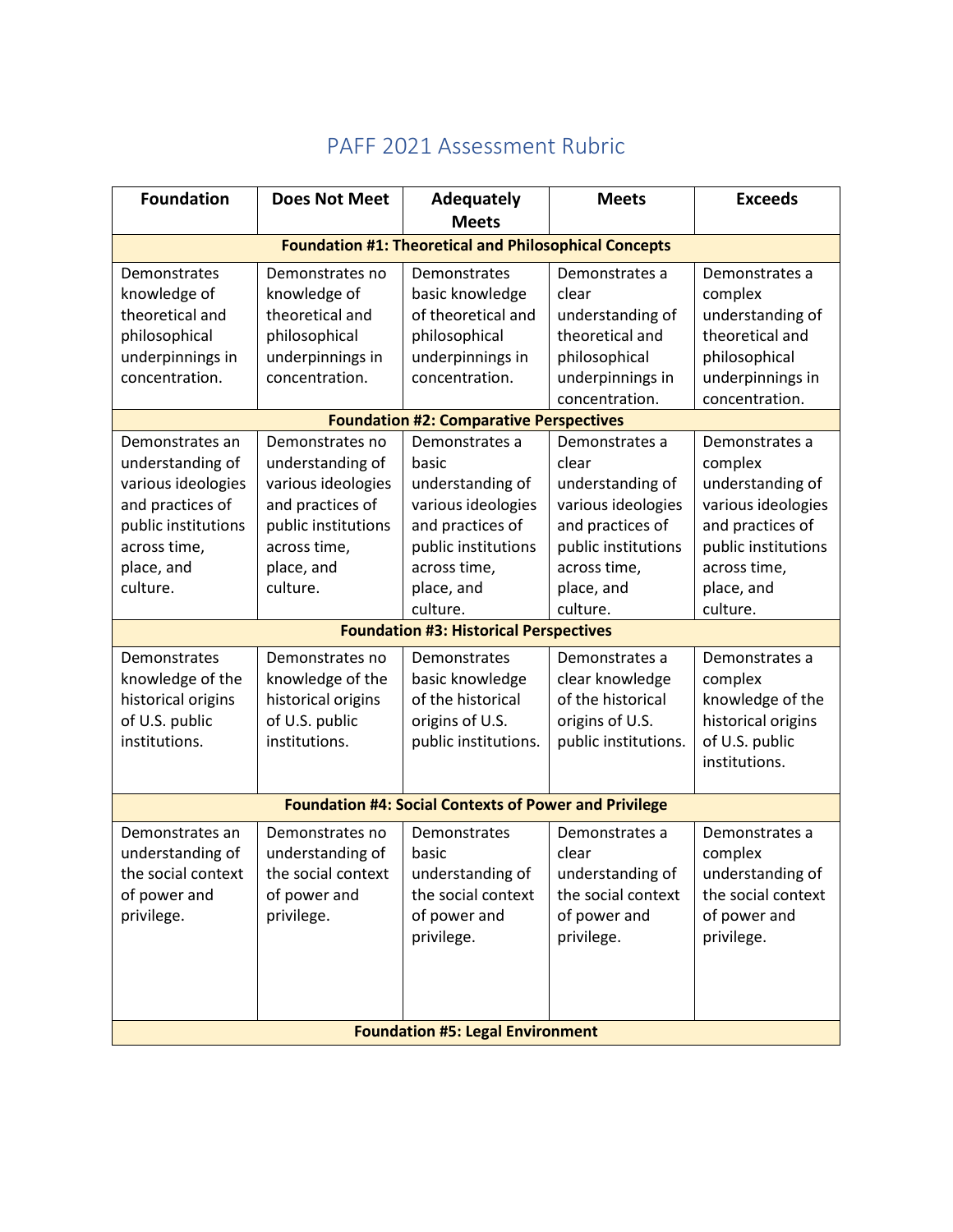# PAFF 2021 Assessment Rubric

| Foundation | Does Not Meet | Adequately Meets | Meets | Exceeds |
|---|---|---|---|---|
| **Foundation #1: Theoretical and Philosophical Concepts** | | | | |
| Demonstrates knowledge of theoretical and philosophical underpinnings in concentration. | Demonstrates no knowledge of theoretical and philosophical underpinnings in concentration. | Demonstrates basic knowledge of theoretical and philosophical underpinnings in concentration. | Demonstrates a clear understanding of theoretical and philosophical underpinnings in concentration. | Demonstrates a complex understanding of theoretical and philosophical underpinnings in concentration. |
| **Foundation #2: Comparative Perspectives** | | | | |
| Demonstrates an understanding of various ideologies and practices of public institutions across time, place, and culture. | Demonstrates no understanding of various ideologies and practices of public institutions across time, place, and culture. | Demonstrates a basic understanding of various ideologies and practices of public institutions across time, place, and culture. | Demonstrates a clear understanding of various ideologies and practices of public institutions across time, place, and culture. | Demonstrates a complex understanding of various ideologies and practices of public institutions across time, place, and culture. |
| **Foundation #3: Historical Perspectives** | | | | |
| Demonstrates knowledge of the historical origins of U.S. public institutions. | Demonstrates no knowledge of the historical origins of U.S. public institutions. | Demonstrates basic knowledge of the historical origins of U.S. public institutions. | Demonstrates a clear knowledge of the historical origins of U.S. public institutions. | Demonstrates a complex knowledge of the historical origins of U.S. public institutions. |
| **Foundation #4: Social Contexts of Power and Privilege** | | | | |
| Demonstrates an understanding of the social context of power and privilege. | Demonstrates no understanding of the social context of power and privilege. | Demonstrates basic understanding of the social context of power and privilege. | Demonstrates a clear understanding of the social context of power and privilege. | Demonstrates a complex understanding of the social context of power and privilege. |
| **Foundation #5: Legal Environment** | | | | |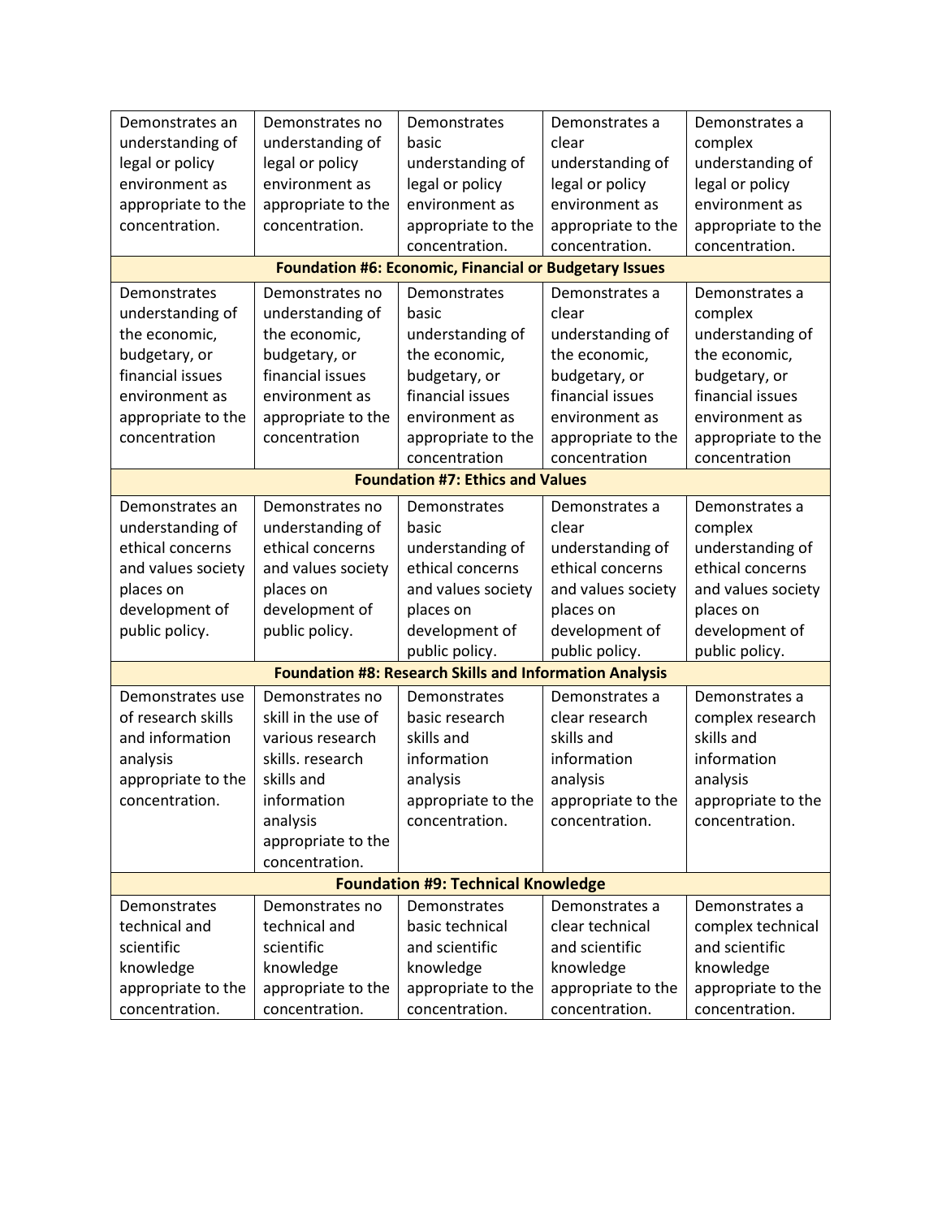| | | | | |
|---|---|---|---|---|
| Demonstrates an understanding of legal or policy environment as appropriate to the concentration. | Demonstrates no understanding of legal or policy environment as appropriate to the concentration. | Demonstrates basic understanding of legal or policy environment as appropriate to the concentration. | Demonstrates a clear understanding of legal or policy environment as appropriate to the concentration. | Demonstrates a complex understanding of legal or policy environment as appropriate to the concentration. |
| **Foundation #6: Economic, Financial or Budgetary Issues** | | | | |
| Demonstrates understanding of the economic, budgetary, or financial issues environment as appropriate to the concentration | Demonstrates no understanding of the economic, budgetary, or financial issues environment as appropriate to the concentration | Demonstrates basic understanding of the economic, budgetary, or financial issues environment as appropriate to the concentration | Demonstrates a clear understanding of the economic, budgetary, or financial issues environment as appropriate to the concentration | Demonstrates a complex understanding of the economic, budgetary, or financial issues environment as appropriate to the concentration |
| **Foundation #7: Ethics and Values** | | | | |
| Demonstrates an understanding of ethical concerns and values society places on development of public policy. | Demonstrates no understanding of ethical concerns and values society places on development of public policy. | Demonstrates basic understanding of ethical concerns and values society places on development of public policy. | Demonstrates a clear understanding of ethical concerns and values society places on development of public policy. | Demonstrates a complex understanding of ethical concerns and values society places on development of public policy. |
| **Foundation #8: Research Skills and Information Analysis** | | | | |
| Demonstrates use of research skills and information analysis appropriate to the concentration. | Demonstrates no skill in the use of various research skills. research skills and information analysis appropriate to the concentration. | Demonstrates basic research skills and information analysis appropriate to the concentration. | Demonstrates a clear research skills and information analysis appropriate to the concentration. | Demonstrates a complex research skills and information analysis appropriate to the concentration. |
| **Foundation #9: Technical Knowledge** | | | | |
| Demonstrates technical and scientific knowledge appropriate to the concentration. | Demonstrates no technical and scientific knowledge appropriate to the concentration. | Demonstrates basic technical and scientific knowledge appropriate to the concentration. | Demonstrates a clear technical and scientific knowledge appropriate to the concentration. | Demonstrates a complex technical and scientific knowledge appropriate to the concentration. |